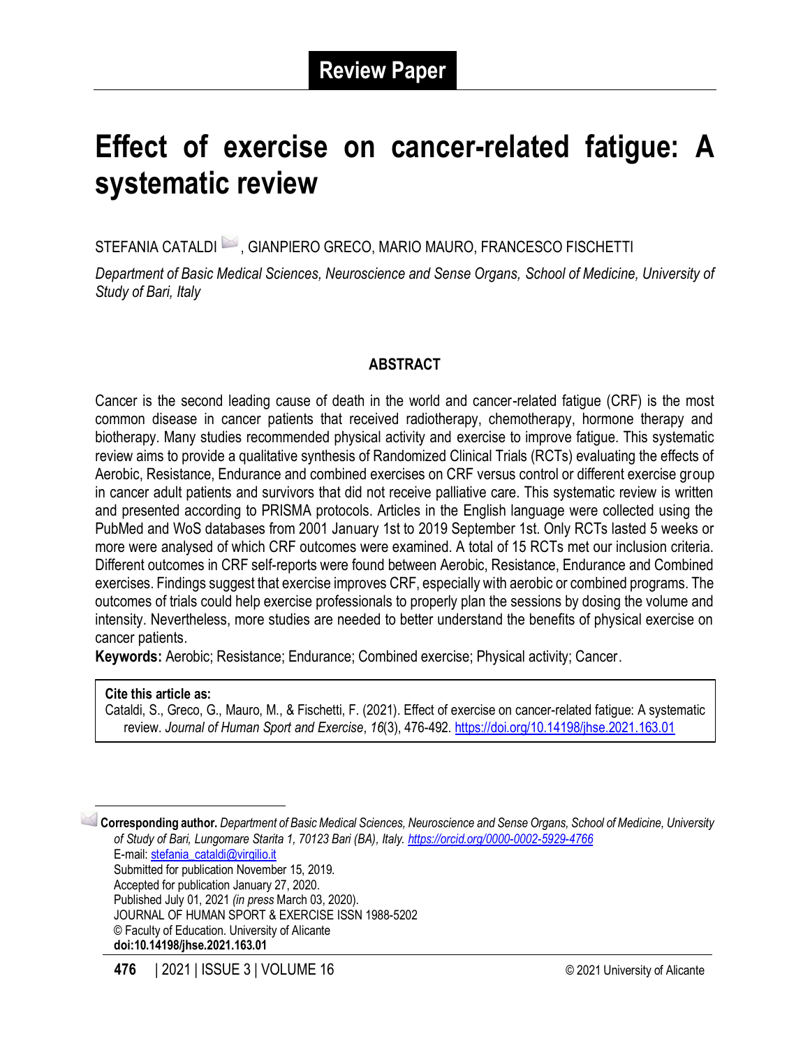**Review Paper**

# Effect of exercise on cancer-related fatigue: A systematic review

STEFANIA CATALDI, GIANPIERO GRECO, MARIO MAURO, FRANCESCO FISCHETTI

*Department of Basic Medical Sciences, Neuroscience and Sense Organs, School of Medicine, University of Study of Bari, Italy*

## ABSTRACT

Cancer is the second leading cause of death in the world and cancer-related fatigue (CRF) is the most common disease in cancer patients that received radiotherapy, chemotherapy, hormone therapy and biotherapy. Many studies recommended physical activity and exercise to improve fatigue. This systematic review aims to provide a qualitative synthesis of Randomized Clinical Trials (RCTs) evaluating the effects of Aerobic, Resistance, Endurance and combined exercises on CRF versus control or different exercise group in cancer adult patients and survivors that did not receive palliative care. This systematic review is written and presented according to PRISMA protocols. Articles in the English language were collected using the PubMed and WoS databases from 2001 January 1st to 2019 September 1st. Only RCTs lasted 5 weeks or more were analysed of which CRF outcomes were examined. A total of 15 RCTs met our inclusion criteria. Different outcomes in CRF self-reports were found between Aerobic, Resistance, Endurance and Combined exercises. Findings suggest that exercise improves CRF, especially with aerobic or combined programs. The outcomes of trials could help exercise professionals to properly plan the sessions by dosing the volume and intensity. Nevertheless, more studies are needed to better understand the benefits of physical exercise on cancer patients.

**Keywords:** Aerobic; Resistance; Endurance; Combined exercise; Physical activity; Cancer.

**Cite this article as:**
Cataldi, S., Greco, G., Mauro, M., & Fischetti, F. (2021). Effect of exercise on cancer-related fatigue: A systematic review. *Journal of Human Sport and Exercise*, *16*(3), 476-492. https://doi.org/10.14198/jhse.2021.163.01

---

**Corresponding author.** *Department of Basic Medical Sciences, Neuroscience and Sense Organs, School of Medicine, University of Study of Bari, Lungomare Starita 1, 70123 Bari (BA), Italy. https://orcid.org/0000-0002-5929-4766*
E-mail: stefania_cataldi@virgilio.it
Submitted for publication November 15, 2019.
Accepted for publication January 27, 2020.
Published July 01, 2021 *(in press* March 03, 2020).
JOURNAL OF HUMAN SPORT & EXERCISE ISSN 1988-5202
© Faculty of Education. University of Alicante
**doi:10.14198/jhse.2021.163.01**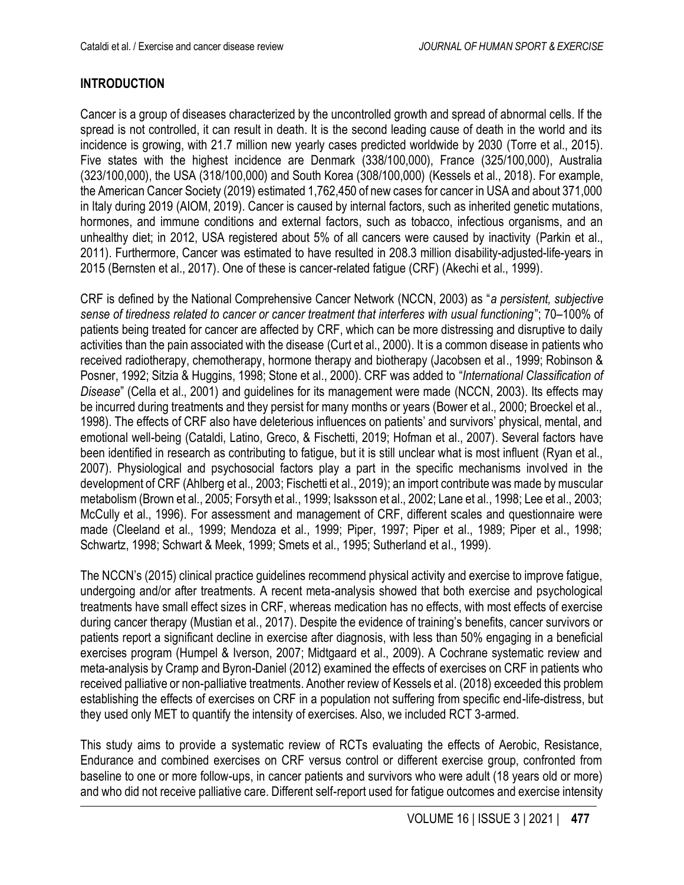## INTRODUCTION

Cancer is a group of diseases characterized by the uncontrolled growth and spread of abnormal cells. If the spread is not controlled, it can result in death. It is the second leading cause of death in the world and its incidence is growing, with 21.7 million new yearly cases predicted worldwide by 2030 (Torre et al., 2015). Five states with the highest incidence are Denmark (338/100,000), France (325/100,000), Australia (323/100,000), the USA (318/100,000) and South Korea (308/100,000) (Kessels et al., 2018). For example, the American Cancer Society (2019) estimated 1,762,450 of new cases for cancer in USA and about 371,000 in Italy during 2019 (AIOM, 2019). Cancer is caused by internal factors, such as inherited genetic mutations, hormones, and immune conditions and external factors, such as tobacco, infectious organisms, and an unhealthy diet; in 2012, USA registered about 5% of all cancers were caused by inactivity (Parkin et al., 2011). Furthermore, Cancer was estimated to have resulted in 208.3 million disability-adjusted-life-years in 2015 (Bernsten et al., 2017). One of these is cancer-related fatigue (CRF) (Akechi et al., 1999).

CRF is defined by the National Comprehensive Cancer Network (NCCN, 2003) as "*a persistent, subjective sense of tiredness related to cancer or cancer treatment that interferes with usual functioning*"; 70–100% of patients being treated for cancer are affected by CRF, which can be more distressing and disruptive to daily activities than the pain associated with the disease (Curt et al., 2000). It is a common disease in patients who received radiotherapy, chemotherapy, hormone therapy and biotherapy (Jacobsen et al., 1999; Robinson & Posner, 1992; Sitzia & Huggins, 1998; Stone et al., 2000). CRF was added to "*International Classification of Disease*" (Cella et al., 2001) and guidelines for its management were made (NCCN, 2003). Its effects may be incurred during treatments and they persist for many months or years (Bower et al., 2000; Broeckel et al., 1998). The effects of CRF also have deleterious influences on patients' and survivors' physical, mental, and emotional well-being (Cataldi, Latino, Greco, & Fischetti, 2019; Hofman et al., 2007). Several factors have been identified in research as contributing to fatigue, but it is still unclear what is most influent (Ryan et al., 2007). Physiological and psychosocial factors play a part in the specific mechanisms involved in the development of CRF (Ahlberg et al., 2003; Fischetti et al., 2019); an import contribute was made by muscular metabolism (Brown et al., 2005; Forsyth et al., 1999; Isaksson et al., 2002; Lane et al., 1998; Lee et al., 2003; McCully et al., 1996). For assessment and management of CRF, different scales and questionnaire were made (Cleeland et al., 1999; Mendoza et al., 1999; Piper, 1997; Piper et al., 1989; Piper et al., 1998; Schwartz, 1998; Schwart & Meek, 1999; Smets et al., 1995; Sutherland et al., 1999).

The NCCN's (2015) clinical practice guidelines recommend physical activity and exercise to improve fatigue, undergoing and/or after treatments. A recent meta-analysis showed that both exercise and psychological treatments have small effect sizes in CRF, whereas medication has no effects, with most effects of exercise during cancer therapy (Mustian et al., 2017). Despite the evidence of training's benefits, cancer survivors or patients report a significant decline in exercise after diagnosis, with less than 50% engaging in a beneficial exercises program (Humpel & Iverson, 2007; Midtgaard et al., 2009). A Cochrane systematic review and meta-analysis by Cramp and Byron-Daniel (2012) examined the effects of exercises on CRF in patients who received palliative or non-palliative treatments. Another review of Kessels et al. (2018) exceeded this problem establishing the effects of exercises on CRF in a population not suffering from specific end-life-distress, but they used only MET to quantify the intensity of exercises. Also, we included RCT 3-armed.

This study aims to provide a systematic review of RCTs evaluating the effects of Aerobic, Resistance, Endurance and combined exercises on CRF versus control or different exercise group, confronted from baseline to one or more follow-ups, in cancer patients and survivors who were adult (18 years old or more) and who did not receive palliative care. Different self-report used for fatigue outcomes and exercise intensity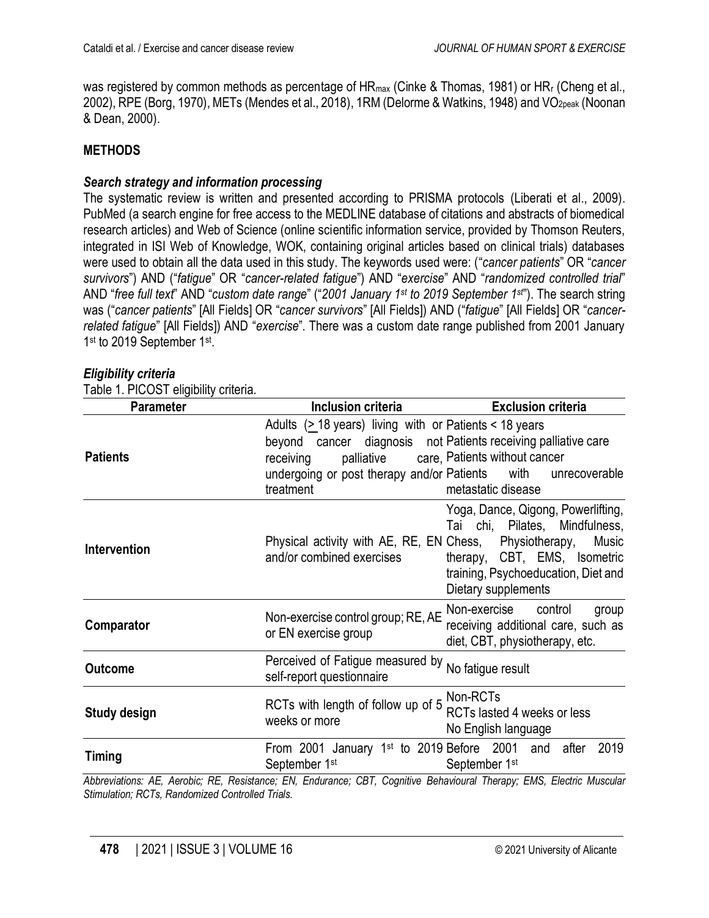was registered by common methods as percentage of $HR_{max}$ (Cinke & Thomas, 1981) or $HR_r$ (Cheng et al., 2002), RPE (Borg, 1970), METs (Mendes et al., 2018), 1RM (Delorme & Watkins, 1948) and $VO_{2peak}$ (Noonan & Dean, 2000).

## METHODS

### *Search strategy and information processing*

The systematic review is written and presented according to PRISMA protocols (Liberati et al., 2009). PubMed (a search engine for free access to the MEDLINE database of citations and abstracts of biomedical research articles) and Web of Science (online scientific information service, provided by Thomson Reuters, integrated in ISI Web of Knowledge, WOK, containing original articles based on clinical trials) databases were used to obtain all the data used in this study. The keywords used were: ("*cancer patients*" OR "*cancer survivors*") AND ("*fatigue*" OR "*cancer-related fatigue*") AND "*exercise*" AND "*randomized controlled trial*" AND "*free full text*" AND "*custom date range*" ("*2001 January 1st to 2019 September 1st*"). The search string was ("*cancer patients*" [All Fields] OR "*cancer survivors*" [All Fields]) AND ("*fatigue*" [All Fields] OR "*cancer-related fatigue*" [All Fields]) AND "*exercise*". There was a custom date range published from 2001 January 1st to 2019 September 1st.

### *Eligibility criteria*

Table 1. PICOST eligibility criteria.

| Parameter | Inclusion criteria | Exclusion criteria |
|---|---|---|
| **Patients** | Adults (≥ 18 years) living with or beyond cancer diagnosis not receiving palliative care, undergoing or post therapy and/or treatment | Patients < 18 years<br>Patients receiving palliative care<br>Patients without cancer<br>Patients with unrecoverable metastatic disease |
| **Intervention** | Physical activity with AE, RE, EN and/or combined exercises | Yoga, Dance, Qigong, Powerlifting, Tai chi, Pilates, Mindfulness, Chess, Physiotherapy, Music therapy, CBT, EMS, Isometric training, Psychoeducation, Diet and Dietary supplements |
| **Comparator** | Non-exercise control group; RE, AE or EN exercise group | Non-exercise control group receiving additional care, such as diet, CBT, physiotherapy, etc. |
| **Outcome** | Perceived of Fatigue measured by self-report questionnaire | No fatigue result |
| **Study design** | RCTs with length of follow up of 5 weeks or more | Non-RCTs<br>RCTs lasted 4 weeks or less<br>No English language |
| **Timing** | From 2001 January 1st to 2019 September 1st | Before 2001 and after 2019 September 1st |

*Abbreviations: AE, Aerobic; RE, Resistance; EN, Endurance; CBT, Cognitive Behavioural Therapy; EMS, Electric Muscular Stimulation; RCTs, Randomized Controlled Trials.*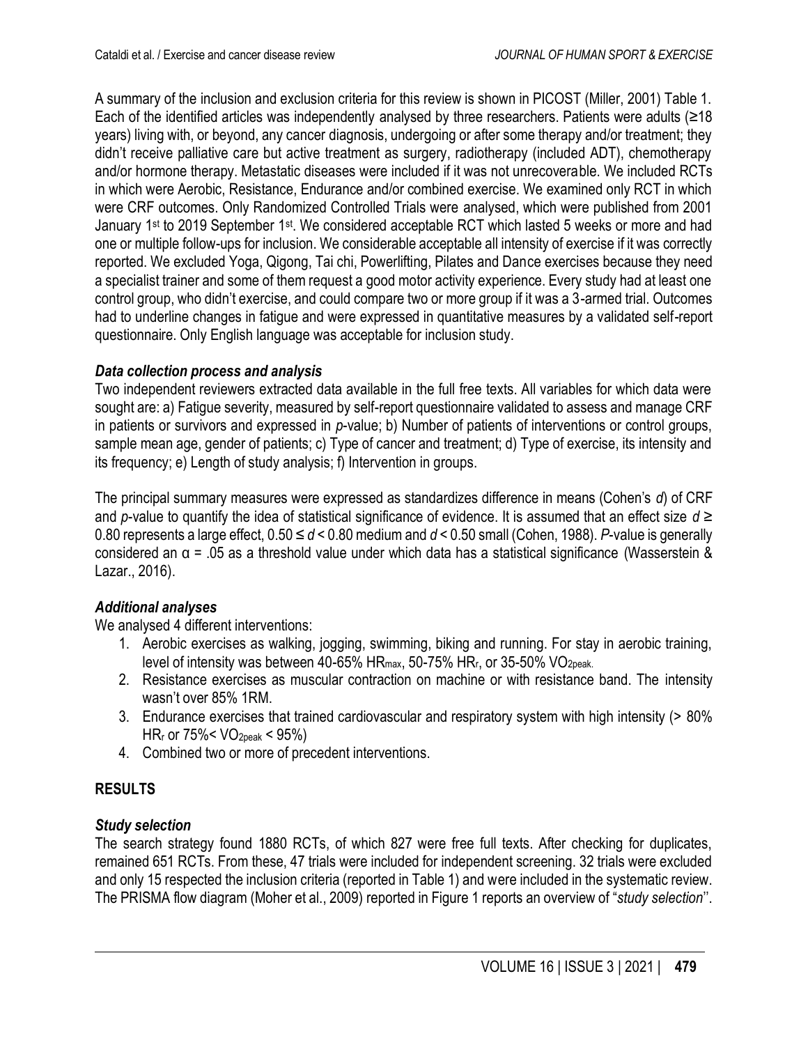A summary of the inclusion and exclusion criteria for this review is shown in PICOST (Miller, 2001) Table 1. Each of the identified articles was independently analysed by three researchers. Patients were adults (≥18 years) living with, or beyond, any cancer diagnosis, undergoing or after some therapy and/or treatment; they didn't receive palliative care but active treatment as surgery, radiotherapy (included ADT), chemotherapy and/or hormone therapy. Metastatic diseases were included if it was not unrecoverable. We included RCTs in which were Aerobic, Resistance, Endurance and/or combined exercise. We examined only RCT in which were CRF outcomes. Only Randomized Controlled Trials were analysed, which were published from 2001 January 1st to 2019 September 1st. We considered acceptable RCT which lasted 5 weeks or more and had one or multiple follow-ups for inclusion. We considerable acceptable all intensity of exercise if it was correctly reported. We excluded Yoga, Qigong, Tai chi, Powerlifting, Pilates and Dance exercises because they need a specialist trainer and some of them request a good motor activity experience. Every study had at least one control group, who didn't exercise, and could compare two or more group if it was a 3-armed trial. Outcomes had to underline changes in fatigue and were expressed in quantitative measures by a validated self-report questionnaire. Only English language was acceptable for inclusion study.

### *Data collection process and analysis*

Two independent reviewers extracted data available in the full free texts. All variables for which data were sought are: a) Fatigue severity, measured by self-report questionnaire validated to assess and manage CRF in patients or survivors and expressed in *p*-value; b) Number of patients of interventions or control groups, sample mean age, gender of patients; c) Type of cancer and treatment; d) Type of exercise, its intensity and its frequency; e) Length of study analysis; f) Intervention in groups.

The principal summary measures were expressed as standardizes difference in means (Cohen's *d*) of CRF and *p*-value to quantify the idea of statistical significance of evidence. It is assumed that an effect size $d \geq 0.80$ represents a large effect, $0.50 \leq d < 0.80$ medium and $d < 0.50$ small (Cohen, 1988). *P*-value is generally considered an $\alpha = .05$ as a threshold value under which data has a statistical significance (Wasserstein & Lazar., 2016).

### *Additional analyses*

We analysed 4 different interventions:

1. Aerobic exercises as walking, jogging, swimming, biking and running. For stay in aerobic training, level of intensity was between 40-65% $HR_{max}$, 50-75% $HR_r$, or 35-50% $VO_{2peak}$.
2. Resistance exercises as muscular contraction on machine or with resistance band. The intensity wasn't over 85% 1RM.
3. Endurance exercises that trained cardiovascular and respiratory system with high intensity (> 80% $HR_r$ or 75%< $VO_{2peak}$ < 95%)
4. Combined two or more of precedent interventions.

## RESULTS

### *Study selection*

The search strategy found 1880 RCTs, of which 827 were free full texts. After checking for duplicates, remained 651 RCTs. From these, 47 trials were included for independent screening. 32 trials were excluded and only 15 respected the inclusion criteria (reported in Table 1) and were included in the systematic review. The PRISMA flow diagram (Moher et al., 2009) reported in Figure 1 reports an overview of "*study selection*".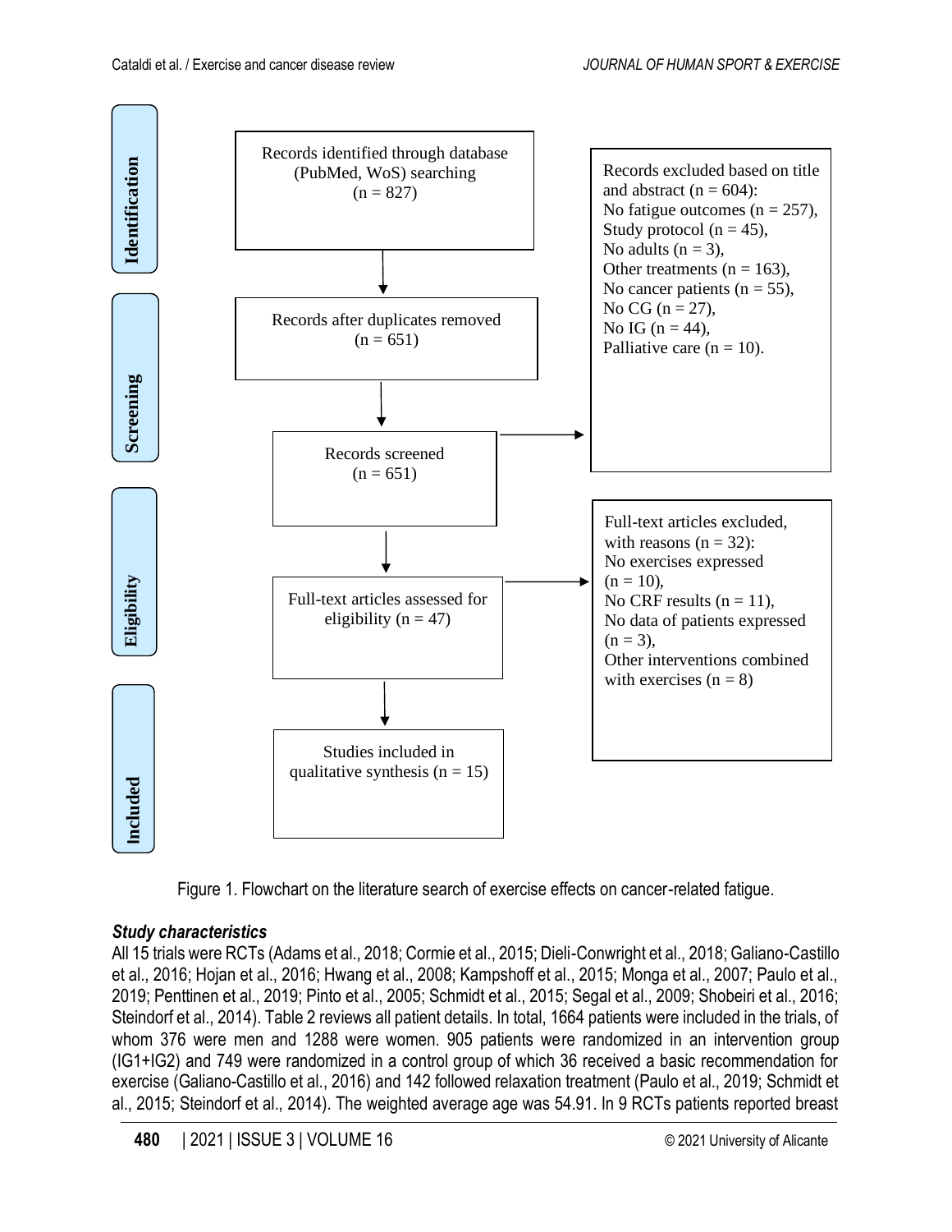Identification

Records identified through database (PubMed, WoS) searching (n = 827)

Records after duplicates removed (n = 651)

Screening

Records screened (n = 651)

Records excluded based on title and abstract (n = 604):
No fatigue outcomes (n = 257),
Study protocol (n = 45),
No adults (n = 3),
Other treatments (n = 163),
No cancer patients (n = 55),
No CG (n = 27),
No IG (n = 44),
Palliative care (n = 10).

Eligibility

Full-text articles assessed for eligibility (n = 47)

Full-text articles excluded, with reasons (n = 32):
No exercises expressed (n = 10),
No CRF results (n = 11),
No data of patients expressed (n = 3),
Other interventions combined with exercises (n = 8)

Included

Studies included in qualitative synthesis (n = 15)

Figure 1. Flowchart on the literature search of exercise effects on cancer-related fatigue.

### *Study characteristics*

All 15 trials were RCTs (Adams et al., 2018; Cormie et al., 2015; Dieli-Conwright et al., 2018; Galiano-Castillo et al., 2016; Hojan et al., 2016; Hwang et al., 2008; Kampshoff et al., 2015; Monga et al., 2007; Paulo et al., 2019; Penttinen et al., 2019; Pinto et al., 2005; Schmidt et al., 2015; Segal et al., 2009; Shobeiri et al., 2016; Steindorf et al., 2014). Table 2 reviews all patient details. In total, 1664 patients were included in the trials, of whom 376 were men and 1288 were women. 905 patients were randomized in an intervention group (IG1+IG2) and 749 were randomized in a control group of which 36 received a basic recommendation for exercise (Galiano-Castillo et al., 2016) and 142 followed relaxation treatment (Paulo et al., 2019; Schmidt et al., 2015; Steindorf et al., 2014). The weighted average age was 54.91. In 9 RCTs patients reported breast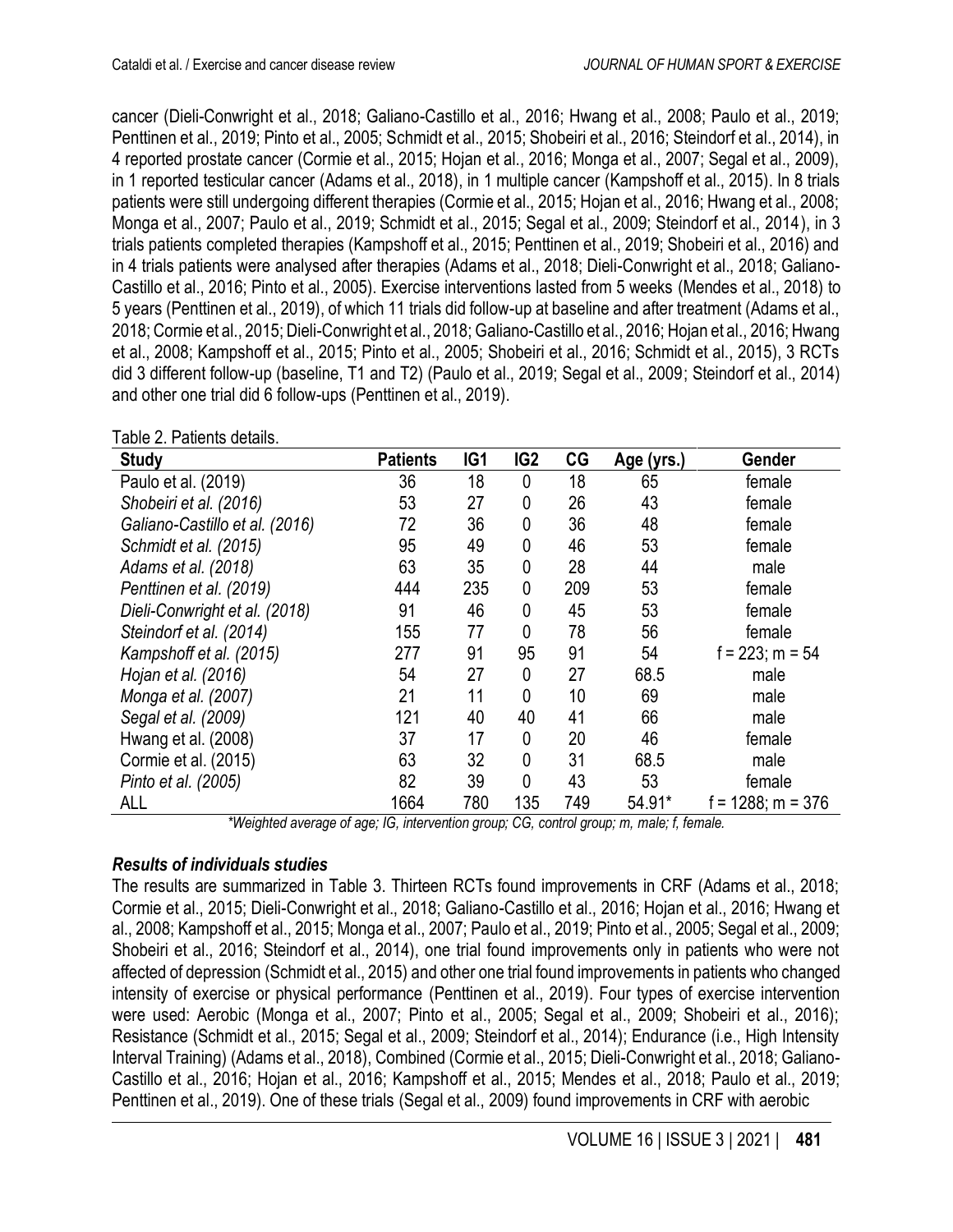cancer (Dieli-Conwright et al., 2018; Galiano-Castillo et al., 2016; Hwang et al., 2008; Paulo et al., 2019; Penttinen et al., 2019; Pinto et al., 2005; Schmidt et al., 2015; Shobeiri et al., 2016; Steindorf et al., 2014), in 4 reported prostate cancer (Cormie et al., 2015; Hojan et al., 2016; Monga et al., 2007; Segal et al., 2009), in 1 reported testicular cancer (Adams et al., 2018), in 1 multiple cancer (Kampshoff et al., 2015). In 8 trials patients were still undergoing different therapies (Cormie et al., 2015; Hojan et al., 2016; Hwang et al., 2008; Monga et al., 2007; Paulo et al., 2019; Schmidt et al., 2015; Segal et al., 2009; Steindorf et al., 2014), in 3 trials patients completed therapies (Kampshoff et al., 2015; Penttinen et al., 2019; Shobeiri et al., 2016) and in 4 trials patients were analysed after therapies (Adams et al., 2018; Dieli-Conwright et al., 2018; Galiano-Castillo et al., 2016; Pinto et al., 2005). Exercise interventions lasted from 5 weeks (Mendes et al., 2018) to 5 years (Penttinen et al., 2019), of which 11 trials did follow-up at baseline and after treatment (Adams et al., 2018; Cormie et al., 2015; Dieli-Conwright et al., 2018; Galiano-Castillo et al., 2016; Hojan et al., 2016; Hwang et al., 2008; Kampshoff et al., 2015; Pinto et al., 2005; Shobeiri et al., 2016; Schmidt et al., 2015), 3 RCTs did 3 different follow-up (baseline, T1 and T2) (Paulo et al., 2019; Segal et al., 2009; Steindorf et al., 2014) and other one trial did 6 follow-ups (Penttinen et al., 2019).

Table 2. Patients details.

| Study | Patients | IG1 | IG2 | CG | Age (yrs.) | Gender |
|---|---|---|---|---|---|---|
| Paulo et al. (2019) | 36 | 18 | 0 | 18 | 65 | female |
| *Shobeiri et al. (2016)* | 53 | 27 | 0 | 26 | 43 | female |
| *Galiano-Castillo et al. (2016)* | 72 | 36 | 0 | 36 | 48 | female |
| *Schmidt et al. (2015)* | 95 | 49 | 0 | 46 | 53 | female |
| *Adams et al. (2018)* | 63 | 35 | 0 | 28 | 44 | male |
| *Penttinen et al. (2019)* | 444 | 235 | 0 | 209 | 53 | female |
| *Dieli-Conwright et al. (2018)* | 91 | 46 | 0 | 45 | 53 | female |
| *Steindorf et al. (2014)* | 155 | 77 | 0 | 78 | 56 | female |
| *Kampshoff et al. (2015)* | 277 | 91 | 95 | 91 | 54 | f = 223; m = 54 |
| *Hojan et al. (2016)* | 54 | 27 | 0 | 27 | 68.5 | male |
| *Monga et al. (2007)* | 21 | 11 | 0 | 10 | 69 | male |
| *Segal et al. (2009)* | 121 | 40 | 40 | 41 | 66 | male |
| Hwang et al. (2008) | 37 | 17 | 0 | 20 | 46 | female |
| Cormie et al. (2015) | 63 | 32 | 0 | 31 | 68.5 | male |
| *Pinto et al. (2005)* | 82 | 39 | 0 | 43 | 53 | female |
| ALL | 1664 | 780 | 135 | 749 | 54.91* | f = 1288; m = 376 |

*\*Weighted average of age; IG, intervention group; CG, control group; m, male; f, female.*

### *Results of individuals studies*

The results are summarized in Table 3. Thirteen RCTs found improvements in CRF (Adams et al., 2018; Cormie et al., 2015; Dieli-Conwright et al., 2018; Galiano-Castillo et al., 2016; Hojan et al., 2016; Hwang et al., 2008; Kampshoff et al., 2015; Monga et al., 2007; Paulo et al., 2019; Pinto et al., 2005; Segal et al., 2009; Shobeiri et al., 2016; Steindorf et al., 2014), one trial found improvements only in patients who were not affected of depression (Schmidt et al., 2015) and other one trial found improvements in patients who changed intensity of exercise or physical performance (Penttinen et al., 2019). Four types of exercise intervention were used: Aerobic (Monga et al., 2007; Pinto et al., 2005; Segal et al., 2009; Shobeiri et al., 2016); Resistance (Schmidt et al., 2015; Segal et al., 2009; Steindorf et al., 2014); Endurance (i.e., High Intensity Interval Training) (Adams et al., 2018), Combined (Cormie et al., 2015; Dieli-Conwright et al., 2018; Galiano-Castillo et al., 2016; Hojan et al., 2016; Kampshoff et al., 2015; Mendes et al., 2018; Paulo et al., 2019; Penttinen et al., 2019). One of these trials (Segal et al., 2009) found improvements in CRF with aerobic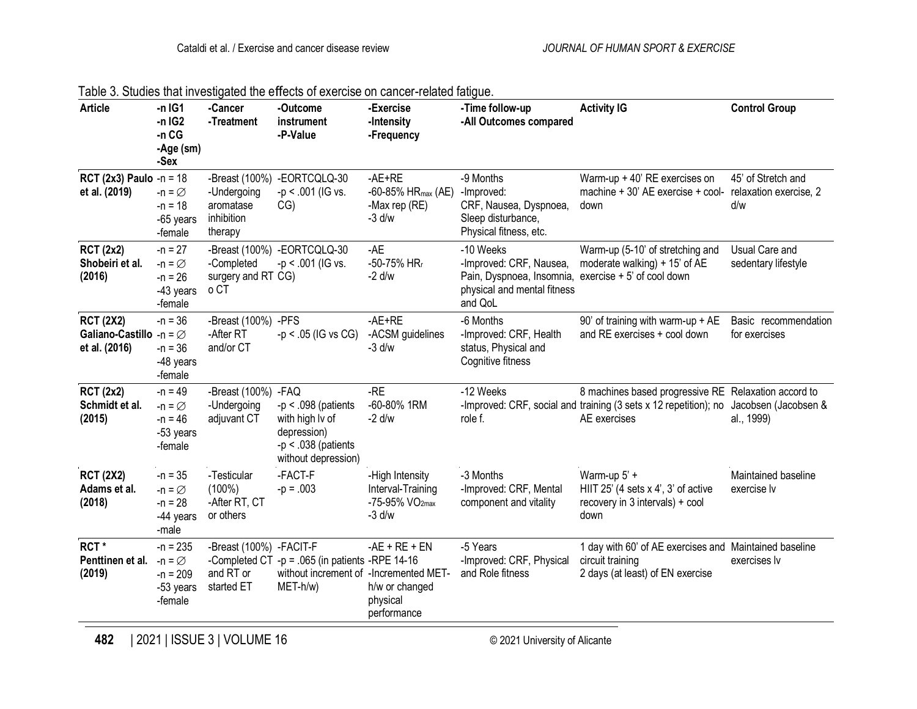Table 3. Studies that investigated the effects of exercise on cancer-related fatigue.

| Article | -n IG1<br>-n IG2<br>-n CG<br>-Age (sm)<br>-Sex | -Cancer<br>-Treatment | -Outcome instrument<br>-P-Value | -Exercise<br>-Intensity<br>-Frequency | -Time follow-up<br>-All Outcomes compared | Activity IG | Control Group |
|---|---|---|---|---|---|---|---|
| **RCT (2x3) Paulo et al. (2019)** | -n = 18<br>-n = ∅<br>-n = 18<br>-65 years<br>-female | -Breast (100%)<br>-Undergoing aromatase inhibition therapy | -EORTCQLQ-30<br>-$p < .001$ (IG vs. CG) | -AE+RE<br>-60-85% $HR_{max}$ (AE)<br>-Max rep (RE)<br>-3 d/w | -9 Months<br>-Improved:<br>CRF, Nausea, Dyspnoea, Sleep disturbance, Physical fitness, etc. | Warm-up + 40' RE exercises on machine + 30' AE exercise + cool-down | 45' of Stretch and relaxation exercise, 2 d/w |
| **RCT (2x2) Shobeiri et al. (2016)** | -n = 27<br>-n = ∅<br>-n = 26<br>-43 years<br>-female | -Breast (100%)<br>-Completed surgery and RT o CT | -EORTCQLQ-30<br>-$p < .001$ (IG vs. CG) | -AE<br>-50-75% $HR_r$<br>-2 d/w | -10 Weeks<br>-Improved: CRF, Nausea, Pain, Dyspnoea, Insomnia, physical and mental fitness and QoL | Warm-up (5-10' of stretching and moderate walking) + 15' of AE exercise + 5' of cool down | Usual Care and sedentary lifestyle |
| **RCT (2X2) Galiano-Castillo et al. (2016)** | -n = 36<br>-n = ∅<br>-n = 36<br>-48 years<br>-female | -Breast (100%)<br>-After RT and/or CT | -PFS<br>-$p < .05$ (IG vs CG) | -AE+RE<br>-ACSM guidelines<br>-3 d/w | -6 Months<br>-Improved: CRF, Health status, Physical and Cognitive fitness | 90' of training with warm-up + AE and RE exercises + cool down | Basic recommendation for exercises |
| **RCT (2x2) Schmidt et al. (2015)** | -n = 49<br>-n = ∅<br>-n = 46<br>-53 years<br>-female | -Breast (100%)<br>-Undergoing adjuvant CT | -FAQ<br>-$p < .098$ (patients with high lv of depression)<br>-$p < .038$ (patients without depression) | -RE<br>-60-80% 1RM<br>-2 d/w | -12 Weeks<br>-Improved: CRF, social and role f. | 8 machines based progressive RE training (3 sets x 12 repetition); no AE exercises | Relaxation accord to Jacobsen (Jacobsen & al., 1999) |
| **RCT (2X2) Adams et al. (2018)** | -n = 35<br>-n = ∅<br>-n = 28<br>-44 years<br>-male | -Testicular (100%)<br>-After RT, CT or others | -FACT-F<br>-$p = .003$ | -High Intensity Interval-Training<br>-75-95% $VO_{2max}$<br>-3 d/w | -3 Months<br>-Improved: CRF, Mental component and vitality | Warm-up 5' +<br>HIIT 25' (4 sets x 4', 3' of active recovery in 3 intervals) + cool down | Maintained baseline exercise lv |
| **RCT * Penttinen et al. (2019)** | -n = 235<br>-n = ∅<br>-n = 209<br>-53 years<br>-female | -Breast (100%)<br>-Completed CT and RT or started ET | -FACIT-F<br>-$p = .065$ (in patients without increment of MET-h/w) | -AE + RE + EN<br>-RPE 14-16<br>-Incremented MET-h/w or changed physical performance | -5 Years<br>-Improved: CRF, Physical and Role fitness | 1 day with 60' of AE exercises and circuit training<br>2 days (at least) of EN exercise | Maintained baseline exercises lv |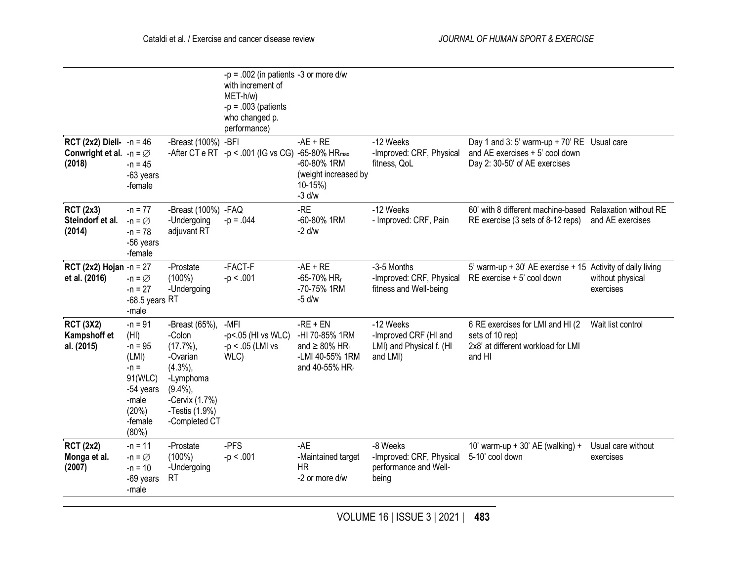| | | | | | | | |
|---|---|---|---|---|---|---|---|
| | | | -p = .002 (in patients with increment of MET-h/w)<br>-p = .003 (patients who changed p. performance) | -3 or more d/w | | | |
| **RCT (2x2) Dieli-Conwright et al. (2018)** | -n = 46<br>-n = ∅<br>-n = 45<br>-63 years<br>-female | -Breast (100%)<br>-After CT e RT | -BFI<br>-$p < .001$ (IG vs CG) | -AE + RE<br>-65-80% $HR_{max}$<br>-60-80% 1RM (weight increased by 10-15%)<br>-3 d/w | -12 Weeks<br>-Improved: CRF, Physical fitness, QoL | Day 1 and 3: 5' warm-up + 70' RE and AE exercises + 5' cool down<br>Day 2: 30-50' of AE exercises | Usual care |
| **RCT (2x3) Steindorf et al. (2014)** | -n = 77<br>-n = ∅<br>-n = 78<br>-56 years<br>-female | -Breast (100%)<br>-Undergoing adjuvant RT | -FAQ<br>-p = .044 | -RE<br>-60-80% 1RM<br>-2 d/w | -12 Weeks<br>- Improved: CRF, Pain | 60' with 8 different machine-based RE exercise (3 sets of 8-12 reps) | Relaxation without RE and AE exercises |
| **RCT (2x2) Hojan et al. (2016)** | -n = 27<br>-n = ∅<br>-n = 27<br>-68.5 years<br>-male | -Prostate (100%)<br>-Undergoing RT | -FACT-F<br>-$p < .001$ | -AE + RE<br>-65-70% $HR_r$<br>-70-75% 1RM<br>-5 d/w | -3-5 Months<br>-Improved: CRF, Physical fitness and Well-being | 5' warm-up + 30' AE exercise + 15 RE exercise + 5' cool down | Activity of daily living without physical exercises |
| **RCT (3X2) Kampshoff et al. (2015)** | -n = 91 (HI)<br>-n = 95 (LMI)<br>-n = 91(WLC)<br>-54 years<br>-male (20%)<br>-female (80%) | -Breast (65%),<br>-Colon (17.7%),<br>-Ovarian (4.3%),<br>-Lymphoma (9.4%),<br>-Cervix (1.7%)<br>-Testis (1.9%)<br>-Completed CT | -MFI<br>-$p < .05$ (HI vs WLC)<br>-$p < .05$ (LMI vs WLC) | -RE + EN<br>-HI 70-85% 1RM and ≥ 80% $HR_r$<br>-LMI 40-55% 1RM and 40-55% $HR_r$ | -12 Weeks<br>-Improved CRF (HI and LMI) and Physical f. (HI and LMI) | 6 RE exercises for LMI and HI (2 sets of 10 rep)<br>2x8' at different workload for LMI and HI | Wait list control |
| **RCT (2x2) Monga et al. (2007)** | -n = 11<br>-n = ∅<br>-n = 10<br>-69 years<br>-male | -Prostate (100%)<br>-Undergoing RT | -PFS<br>-$p < .001$ | -AE<br>-Maintained target HR<br>-2 or more d/w | -8 Weeks<br>-Improved: CRF, Physical performance and Well-being | 10' warm-up + 30' AE (walking) + 5-10' cool down | Usual care without exercises |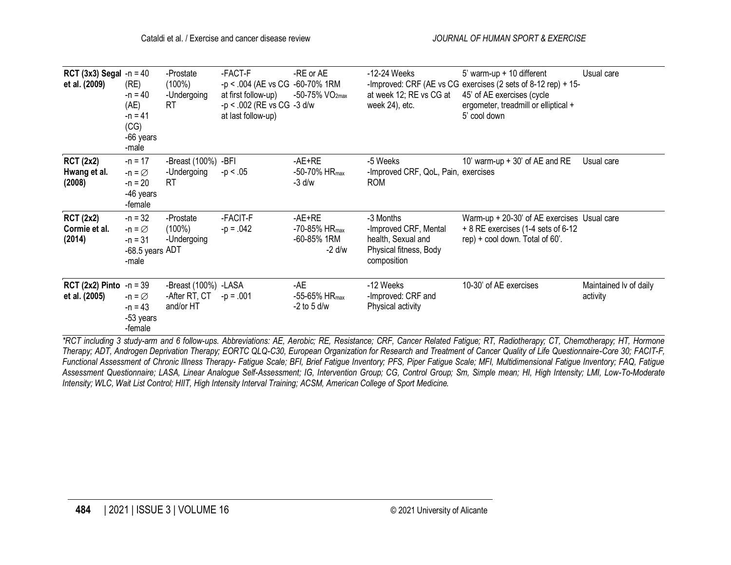| | | | | | | | |
|---|---|---|---|---|---|---|---|
| **RCT (3x3) Segal et al. (2009)** | -n = 40 (RE)<br>-n = 40 (AE)<br>-n = 41 (CG)<br>-66 years<br>-male | -Prostate (100%)<br>-Undergoing RT | -FACT-F<br>-p < .004 (AE vs CG at first follow-up)<br>-p < .002 (RE vs CG at last follow-up) | -RE or AE<br>-60-70% 1RM<br>-50-75% $VO_{2max}$<br>-3 d/w | -12-24 Weeks<br>-Improved: CRF (AE vs CG at week 12; RE vs CG at week 24), etc. | 5' warm-up + 10 different exercises (2 sets of 8-12 rep) + 15-45' of AE exercises (cycle ergometer, treadmill or elliptical + 5' cool down | Usual care |
| **RCT (2x2) Hwang et al. (2008)** | -n = 17<br>-n = ∅<br>-n = 20<br>-46 years<br>-female | -Breast (100%)<br>-Undergoing RT | -BFI<br>-p < .05 | -AE+RE<br>-50-70% $HR_{max}$<br>-3 d/w | -5 Weeks<br>-Improved CRF, QoL, Pain, ROM | 10' warm-up + 30' of AE and RE exercises | Usual care |
| **RCT (2x2) Cormie et al. (2014)** | -n = 32<br>-n = ∅<br>-n = 31<br>-68.5 years<br>-male | -Prostate (100%)<br>-Undergoing ADT | -FACIT-F<br>-p = .042 | -AE+RE<br>-70-85% $HR_{max}$<br>-60-85% 1RM<br>-2 d/w | -3 Months<br>-Improved CRF, Mental health, Sexual and Physical fitness, Body composition | Warm-up + 20-30' of AE exercises + 8 RE exercises (1-4 sets of 6-12 rep) + cool down. Total of 60'. | Usual care |
| **RCT (2x2) Pinto et al. (2005)** | -n = 39<br>-n = ∅<br>-n = 43<br>-53 years<br>-female | -Breast (100%)<br>-After RT, CT and/or HT | -LASA<br>-p = .001 | -AE<br>-55-65% $HR_{max}$<br>-2 to 5 d/w | -12 Weeks<br>-Improved: CRF and Physical activity | 10-30' of AE exercises | Maintained lv of daily activity |

*\*RCT including 3 study-arm and 6 follow-ups. Abbreviations: AE, Aerobic; RE, Resistance; CRF, Cancer Related Fatigue; RT, Radiotherapy; CT, Chemotherapy; HT, Hormone Therapy; ADT, Androgen Deprivation Therapy; EORTC QLQ-C30, European Organization for Research and Treatment of Cancer Quality of Life Questionnaire-Core 30; FACIT-F, Functional Assessment of Chronic Illness Therapy- Fatigue Scale; BFI, Brief Fatigue Inventory; PFS, Piper Fatigue Scale; MFI, Multidimensional Fatigue Inventory; FAQ, Fatigue Assessment Questionnaire; LASA, Linear Analogue Self-Assessment; IG, Intervention Group; CG, Control Group; Sm, Simple mean; HI, High Intensity; LMI, Low-To-Moderate Intensity; WLC, Wait List Control; HIIT, High Intensity Interval Training; ACSM, American College of Sport Medicine.*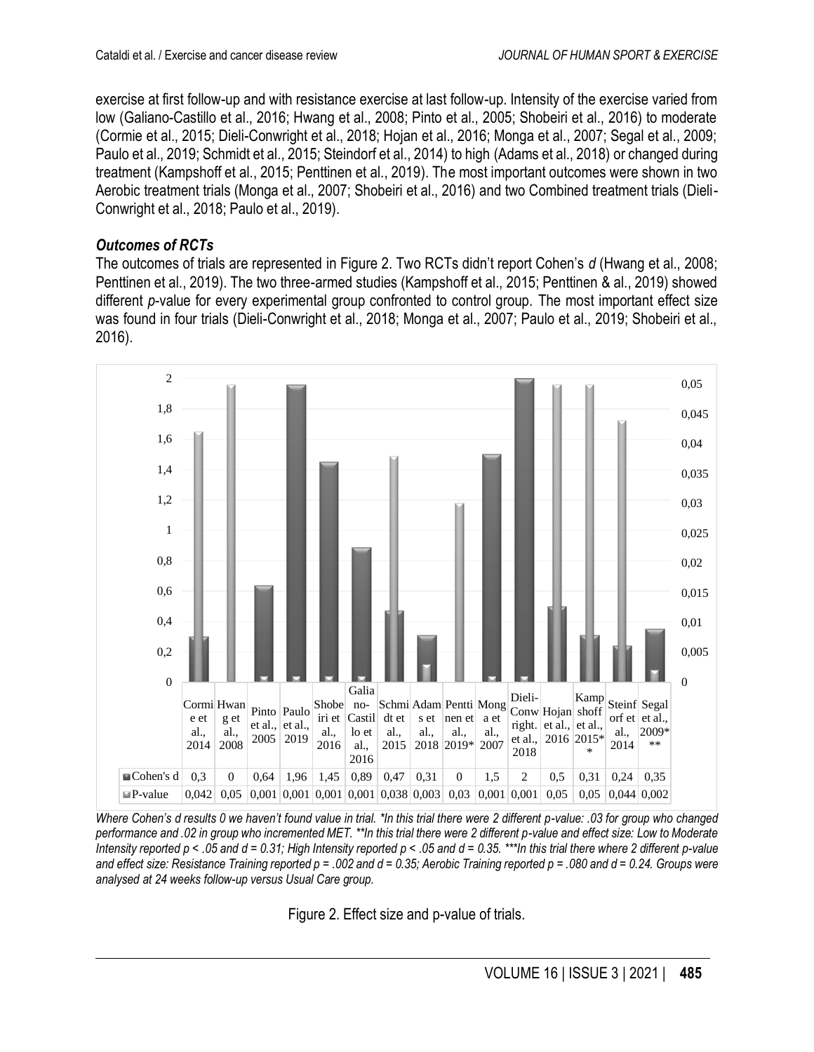exercise at first follow-up and with resistance exercise at last follow-up. Intensity of the exercise varied from low (Galiano-Castillo et al., 2016; Hwang et al., 2008; Pinto et al., 2005; Shobeiri et al., 2016) to moderate (Cormie et al., 2015; Dieli-Conwright et al., 2018; Hojan et al., 2016; Monga et al., 2007; Segal et al., 2009; Paulo et al., 2019; Schmidt et al., 2015; Steindorf et al., 2014) to high (Adams et al., 2018) or changed during treatment (Kampshoff et al., 2015; Penttinen et al., 2019). The most important outcomes were shown in two Aerobic treatment trials (Monga et al., 2007; Shobeiri et al., 2016) and two Combined treatment trials (Dieli-Conwright et al., 2018; Paulo et al., 2019).

### *Outcomes of RCTs*

The outcomes of trials are represented in Figure 2. Two RCTs didn't report Cohen's *d* (Hwang et al., 2008; Penttinen et al., 2019). The two three-armed studies (Kampshoff et al., 2015; Penttinen & al., 2019) showed different *p*-value for every experimental group confronted to control group. The most important effect size was found in four trials (Dieli-Conwright et al., 2018; Monga et al., 2007; Paulo et al., 2019; Shobeiri et al., 2016).

| | Cormie et al., 2014 | Hwang et al., 2008 | Pinto et al., 2005 | Paulo et al., 2019 | Shobeiri et al., 2016 | Galiano-Castillo et al., 2016 | Schmidt et al., 2015 | Adams et al., 2018 | Penttinen et al., 2019* | Monga et al., 2007 | Dieli-Conwright. et al., 2018 | Hojan et al., 2016 | Kampshoff et al., 2015** | Steinforf et al., 2014 | Segal et al., 2009*** |
|---|---|---|---|---|---|---|---|---|---|---|---|---|---|---|---|
| Cohen's d | 0,3 | 0 | 0,64 | 1,96 | 1,45 | 0,89 | 0,47 | 0,31 | 0 | 1,5 | 2 | 0,5 | 0,31 | 0,24 | 0,35 |
| P-value | 0,042 | 0,05 | 0,001 | 0,001 | 0,001 | 0,001 | 0,038 | 0,003 | 0,03 | 0,001 | 0,001 | 0,05 | 0,05 | 0,044 | 0,002 |

*Where Cohen's d results 0 we haven't found value in trial. *In this trial there were 2 different p-value: .03 for group who changed performance and .02 in group who incremented MET. **In this trial there were 2 different p-value and effect size: Low to Moderate Intensity reported p < .05 and d = 0.31; High Intensity reported p < .05 and d = 0.35. ***In this trial there where 2 different p-value and effect size: Resistance Training reported p = .002 and d = 0.35; Aerobic Training reported p = .080 and d = 0.24. Groups were analysed at 24 weeks follow-up versus Usual Care group.*

Figure 2. Effect size and p-value of trials.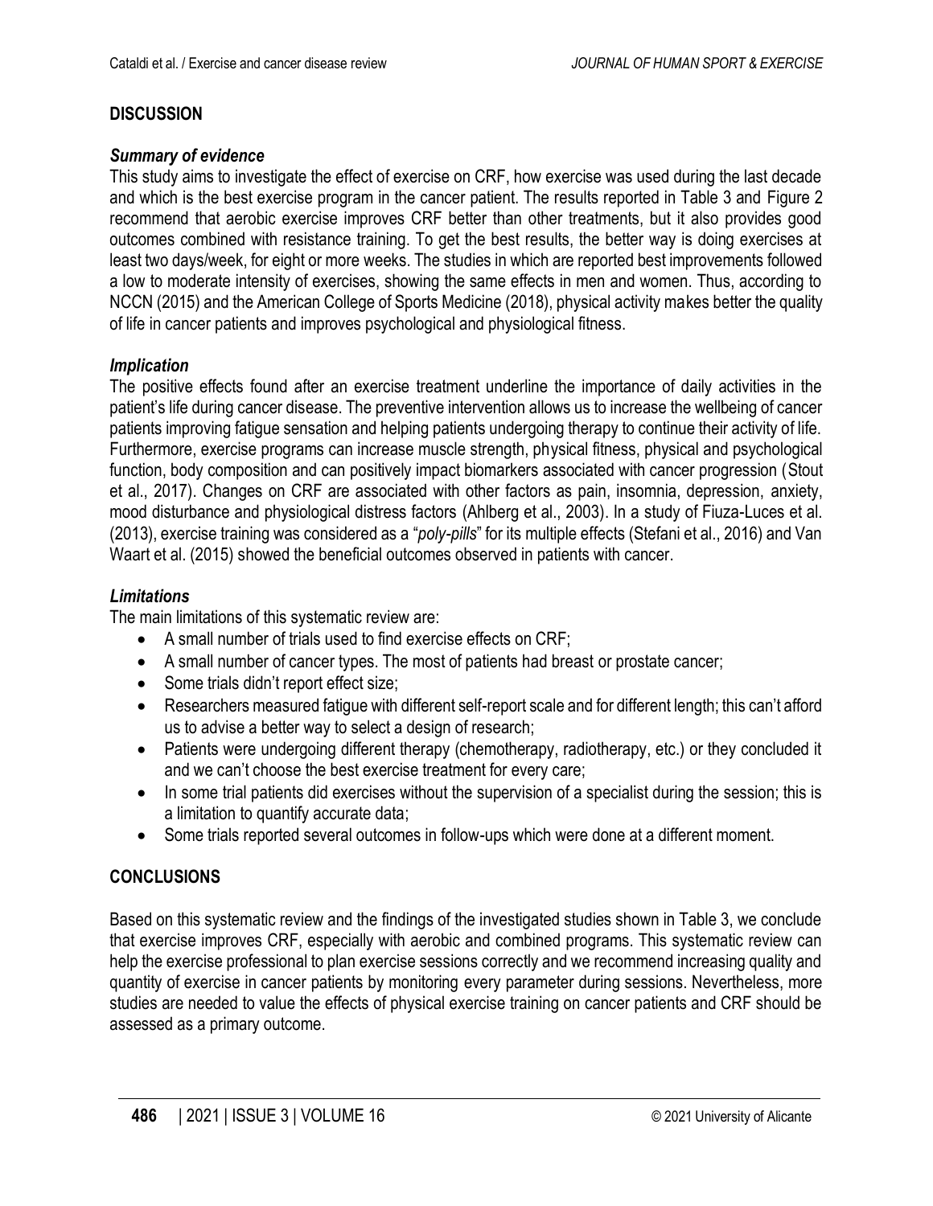## DISCUSSION

### *Summary of evidence*

This study aims to investigate the effect of exercise on CRF, how exercise was used during the last decade and which is the best exercise program in the cancer patient. The results reported in Table 3 and Figure 2 recommend that aerobic exercise improves CRF better than other treatments, but it also provides good outcomes combined with resistance training. To get the best results, the better way is doing exercises at least two days/week, for eight or more weeks. The studies in which are reported best improvements followed a low to moderate intensity of exercises, showing the same effects in men and women. Thus, according to NCCN (2015) and the American College of Sports Medicine (2018), physical activity makes better the quality of life in cancer patients and improves psychological and physiological fitness.

### *Implication*

The positive effects found after an exercise treatment underline the importance of daily activities in the patient's life during cancer disease. The preventive intervention allows us to increase the wellbeing of cancer patients improving fatigue sensation and helping patients undergoing therapy to continue their activity of life. Furthermore, exercise programs can increase muscle strength, physical fitness, physical and psychological function, body composition and can positively impact biomarkers associated with cancer progression (Stout et al., 2017). Changes on CRF are associated with other factors as pain, insomnia, depression, anxiety, mood disturbance and physiological distress factors (Ahlberg et al., 2003). In a study of Fiuza-Luces et al. (2013), exercise training was considered as a "*poly-pills*" for its multiple effects (Stefani et al., 2016) and Van Waart et al. (2015) showed the beneficial outcomes observed in patients with cancer.

### *Limitations*

The main limitations of this systematic review are:

- A small number of trials used to find exercise effects on CRF;
- A small number of cancer types. The most of patients had breast or prostate cancer;
- Some trials didn't report effect size;
- Researchers measured fatigue with different self-report scale and for different length; this can't afford us to advise a better way to select a design of research;
- Patients were undergoing different therapy (chemotherapy, radiotherapy, etc.) or they concluded it and we can't choose the best exercise treatment for every care;
- In some trial patients did exercises without the supervision of a specialist during the session; this is a limitation to quantify accurate data;
- Some trials reported several outcomes in follow-ups which were done at a different moment.

## CONCLUSIONS

Based on this systematic review and the findings of the investigated studies shown in Table 3, we conclude that exercise improves CRF, especially with aerobic and combined programs. This systematic review can help the exercise professional to plan exercise sessions correctly and we recommend increasing quality and quantity of exercise in cancer patients by monitoring every parameter during sessions. Nevertheless, more studies are needed to value the effects of physical exercise training on cancer patients and CRF should be assessed as a primary outcome.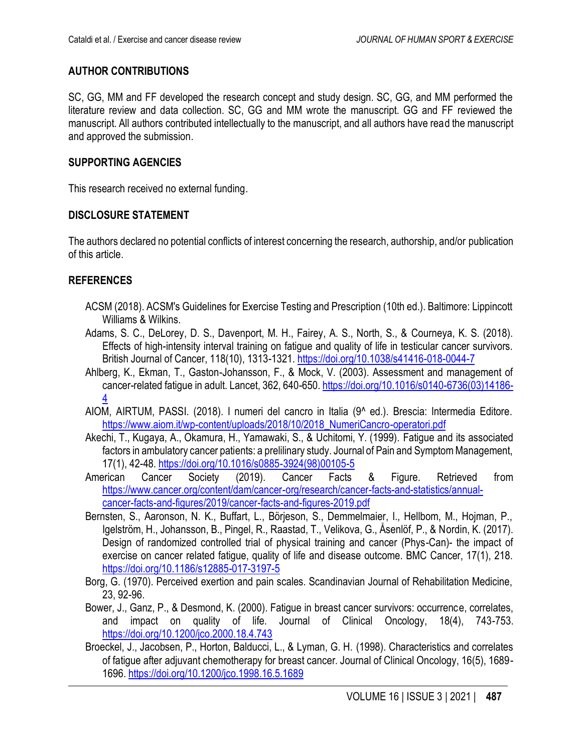## AUTHOR CONTRIBUTIONS

SC, GG, MM and FF developed the research concept and study design. SC, GG, and MM performed the literature review and data collection. SC, GG and MM wrote the manuscript. GG and FF reviewed the manuscript. All authors contributed intellectually to the manuscript, and all authors have read the manuscript and approved the submission.

## SUPPORTING AGENCIES

This research received no external funding.

## DISCLOSURE STATEMENT

The authors declared no potential conflicts of interest concerning the research, authorship, and/or publication of this article.

## REFERENCES

ACSM (2018). ACSM's Guidelines for Exercise Testing and Prescription (10th ed.). Baltimore: Lippincott Williams & Wilkins.

Adams, S. C., DeLorey, D. S., Davenport, M. H., Fairey, A. S., North, S., & Courneya, K. S. (2018). Effects of high-intensity interval training on fatigue and quality of life in testicular cancer survivors. British Journal of Cancer, 118(10), 1313-1321. https://doi.org/10.1038/s41416-018-0044-7

Ahlberg, K., Ekman, T., Gaston-Johansson, F., & Mock, V. (2003). Assessment and management of cancer-related fatigue in adult. Lancet, 362, 640-650. https://doi.org/10.1016/s0140-6736(03)14186-4

AIOM, AIRTUM, PASSI. (2018). I numeri del cancro in Italia (9^ ed.). Brescia: Intermedia Editore. https://www.aiom.it/wp-content/uploads/2018/10/2018_NumeriCancro-operatori.pdf

Akechi, T., Kugaya, A., Okamura, H., Yamawaki, S., & Uchitomi, Y. (1999). Fatigue and its associated factors in ambulatory cancer patients: a prelilinary study. Journal of Pain and Symptom Management, 17(1), 42-48. https://doi.org/10.1016/s0885-3924(98)00105-5

American Cancer Society (2019). Cancer Facts & Figure. Retrieved from https://www.cancer.org/content/dam/cancer-org/research/cancer-facts-and-statistics/annual-cancer-facts-and-figures/2019/cancer-facts-and-figures-2019.pdf

Bernsten, S., Aaronson, N. K., Buffart, L., Börjeson, S., Demmelmaier, I., Hellbom, M., Hojman, P., Igelström, H., Johansson, B., Pingel, R., Raastad, T., Velikova, G., Åsenlöf, P., & Nordin, K. (2017). Design of randomized controlled trial of physical training and cancer (Phys-Can)- the impact of exercise on cancer related fatigue, quality of life and disease outcome. BMC Cancer, 17(1), 218. https://doi.org/10.1186/s12885-017-3197-5

Borg, G. (1970). Perceived exertion and pain scales. Scandinavian Journal of Rehabilitation Medicine, 23, 92-96.

Bower, J., Ganz, P., & Desmond, K. (2000). Fatigue in breast cancer survivors: occurrence, correlates, and impact on quality of life. Journal of Clinical Oncology, 18(4), 743-753. https://doi.org/10.1200/jco.2000.18.4.743

Broeckel, J., Jacobsen, P., Horton, Balducci, L., & Lyman, G. H. (1998). Characteristics and correlates of fatigue after adjuvant chemotherapy for breast cancer. Journal of Clinical Oncology, 16(5), 1689-1696. https://doi.org/10.1200/jco.1998.16.5.1689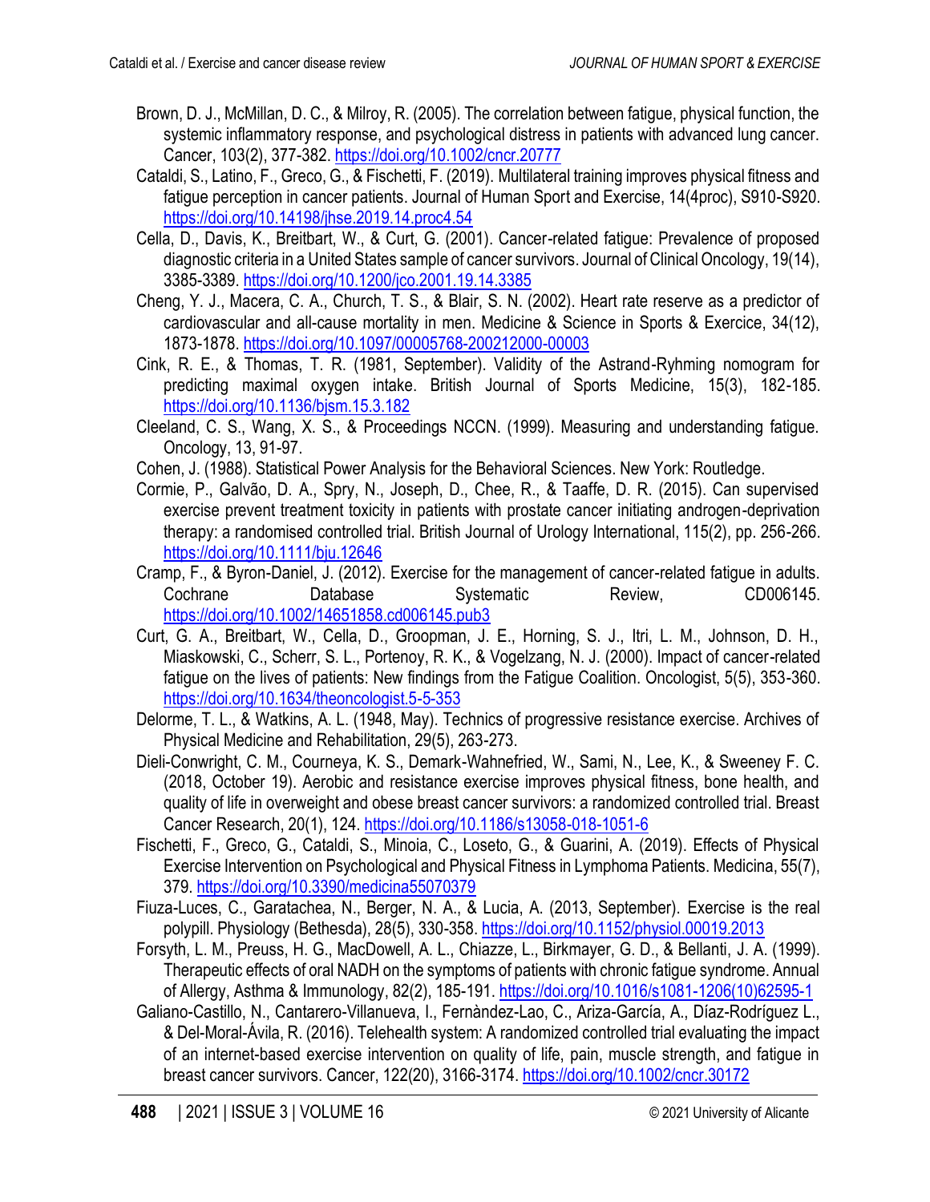Brown, D. J., McMillan, D. C., & Milroy, R. (2005). The correlation between fatigue, physical function, the systemic inflammatory response, and psychological distress in patients with advanced lung cancer. Cancer, 103(2), 377-382. https://doi.org/10.1002/cncr.20777

Cataldi, S., Latino, F., Greco, G., & Fischetti, F. (2019). Multilateral training improves physical fitness and fatigue perception in cancer patients. Journal of Human Sport and Exercise, 14(4proc), S910-S920. https://doi.org/10.14198/jhse.2019.14.proc4.54

Cella, D., Davis, K., Breitbart, W., & Curt, G. (2001). Cancer-related fatigue: Prevalence of proposed diagnostic criteria in a United States sample of cancer survivors. Journal of Clinical Oncology, 19(14), 3385-3389. https://doi.org/10.1200/jco.2001.19.14.3385

Cheng, Y. J., Macera, C. A., Church, T. S., & Blair, S. N. (2002). Heart rate reserve as a predictor of cardiovascular and all-cause mortality in men. Medicine & Science in Sports & Exercise, 34(12), 1873-1878. https://doi.org/10.1097/00005768-200212000-00003

Cink, R. E., & Thomas, T. R. (1981, September). Validity of the Astrand-Ryhming nomogram for predicting maximal oxygen intake. British Journal of Sports Medicine, 15(3), 182-185. https://doi.org/10.1136/bjsm.15.3.182

Cleeland, C. S., Wang, X. S., & Proceedings NCCN. (1999). Measuring and understanding fatigue. Oncology, 13, 91-97.

Cohen, J. (1988). Statistical Power Analysis for the Behavioral Sciences. New York: Routledge.

Cormie, P., Galvão, D. A., Spry, N., Joseph, D., Chee, R., & Taaffe, D. R. (2015). Can supervised exercise prevent treatment toxicity in patients with prostate cancer initiating androgen-deprivation therapy: a randomised controlled trial. British Journal of Urology International, 115(2), pp. 256-266. https://doi.org/10.1111/bju.12646

Cramp, F., & Byron-Daniel, J. (2012). Exercise for the management of cancer-related fatigue in adults. Cochrane Database Systematic Review, CD006145. https://doi.org/10.1002/14651858.cd006145.pub3

Curt, G. A., Breitbart, W., Cella, D., Groopman, J. E., Horning, S. J., Itri, L. M., Johnson, D. H., Miaskowski, C., Scherr, S. L., Portenoy, R. K., & Vogelzang, N. J. (2000). Impact of cancer-related fatigue on the lives of patients: New findings from the Fatigue Coalition. Oncologist, 5(5), 353-360. https://doi.org/10.1634/theoncologist.5-5-353

Delorme, T. L., & Watkins, A. L. (1948, May). Technics of progressive resistance exercise. Archives of Physical Medicine and Rehabilitation, 29(5), 263-273.

Dieli-Conwright, C. M., Courneya, K. S., Demark-Wahnefried, W., Sami, N., Lee, K., & Sweeney F. C. (2018, October 19). Aerobic and resistance exercise improves physical fitness, bone health, and quality of life in overweight and obese breast cancer survivors: a randomized controlled trial. Breast Cancer Research, 20(1), 124. https://doi.org/10.1186/s13058-018-1051-6

Fischetti, F., Greco, G., Cataldi, S., Minoia, C., Loseto, G., & Guarini, A. (2019). Effects of Physical Exercise Intervention on Psychological and Physical Fitness in Lymphoma Patients. Medicina, 55(7), 379. https://doi.org/10.3390/medicina55070379

Fiuza-Luces, C., Garatachea, N., Berger, N. A., & Lucia, A. (2013, September). Exercise is the real polypill. Physiology (Bethesda), 28(5), 330-358. https://doi.org/10.1152/physiol.00019.2013

Forsyth, L. M., Preuss, H. G., MacDowell, A. L., Chiazze, L., Birkmayer, G. D., & Bellanti, J. A. (1999). Therapeutic effects of oral NADH on the symptoms of patients with chronic fatigue syndrome. Annual of Allergy, Asthma & Immunology, 82(2), 185-191. https://doi.org/10.1016/s1081-1206(10)62595-1

Galiano-Castillo, N., Cantarero-Villanueva, I., Fernàndez-Lao, C., Ariza-García, A., Díaz-Rodríguez L., & Del-Moral-Ávila, R. (2016). Telehealth system: A randomized controlled trial evaluating the impact of an internet-based exercise intervention on quality of life, pain, muscle strength, and fatigue in breast cancer survivors. Cancer, 122(20), 3166-3174. https://doi.org/10.1002/cncr.30172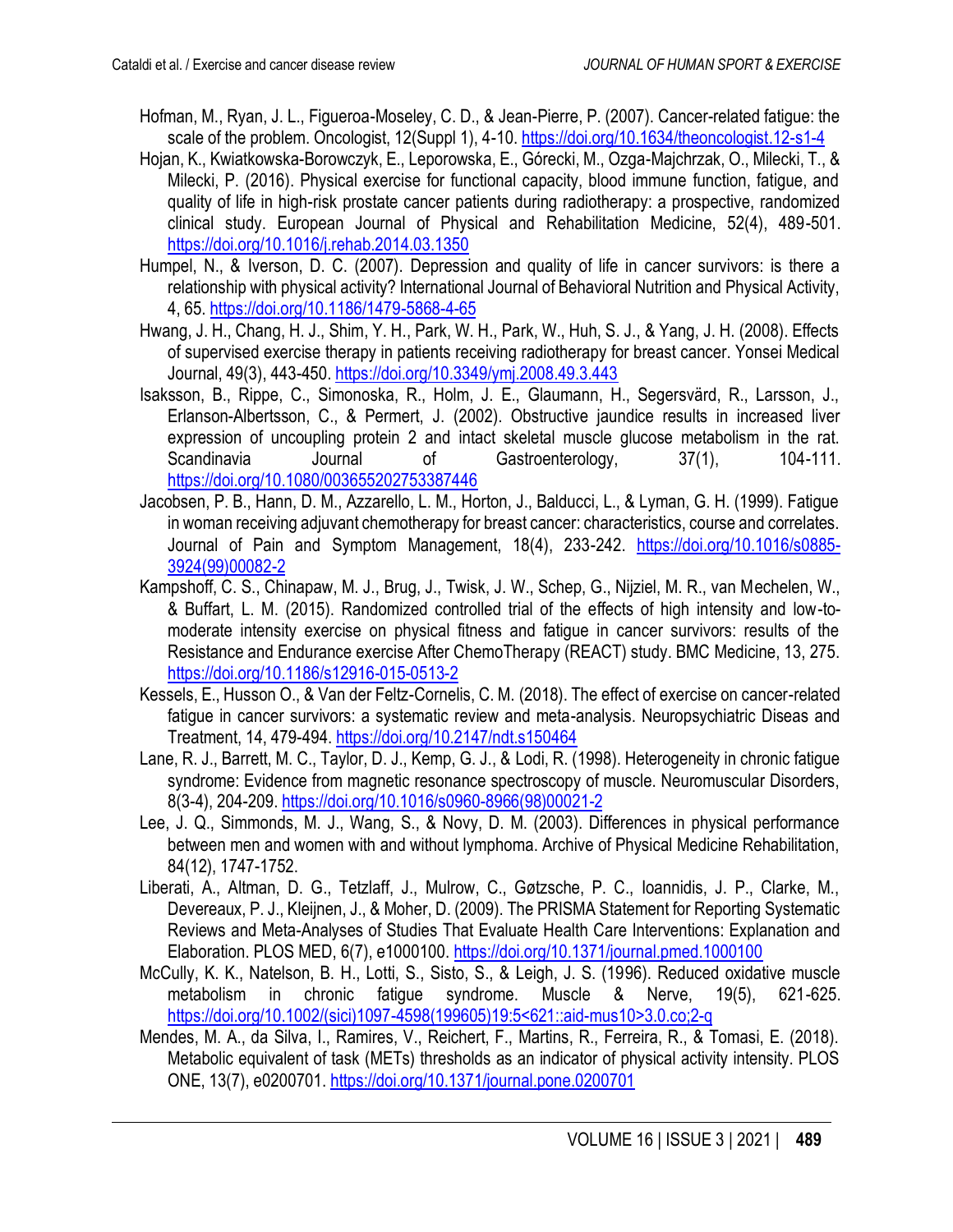Hofman, M., Ryan, J. L., Figueroa-Moseley, C. D., & Jean-Pierre, P. (2007). Cancer-related fatigue: the scale of the problem. Oncologist, 12(Suppl 1), 4-10. https://doi.org/10.1634/theoncologist.12-s1-4

Hojan, K., Kwiatkowska-Borowczyk, E., Leporowska, E., Górecki, M., Ozga-Majchrzak, O., Milecki, T., & Milecki, P. (2016). Physical exercise for functional capacity, blood immune function, fatigue, and quality of life in high-risk prostate cancer patients during radiotherapy: a prospective, randomized clinical study. European Journal of Physical and Rehabilitation Medicine, 52(4), 489-501. https://doi.org/10.1016/j.rehab.2014.03.1350

Humpel, N., & Iverson, D. C. (2007). Depression and quality of life in cancer survivors: is there a relationship with physical activity? International Journal of Behavioral Nutrition and Physical Activity, 4, 65. https://doi.org/10.1186/1479-5868-4-65

Hwang, J. H., Chang, H. J., Shim, Y. H., Park, W. H., Park, W., Huh, S. J., & Yang, J. H. (2008). Effects of supervised exercise therapy in patients receiving radiotherapy for breast cancer. Yonsei Medical Journal, 49(3), 443-450. https://doi.org/10.3349/ymj.2008.49.3.443

Isaksson, B., Rippe, C., Simonoska, R., Holm, J. E., Glaumann, H., Segersvärd, R., Larsson, J., Erlanson-Albertsson, C., & Permert, J. (2002). Obstructive jaundice results in increased liver expression of uncoupling protein 2 and intact skeletal muscle glucose metabolism in the rat. Scandinavia Journal of Gastroenterology, 37(1), 104-111. https://doi.org/10.1080/003655202753387446

Jacobsen, P. B., Hann, D. M., Azzarello, L. M., Horton, J., Balducci, L., & Lyman, G. H. (1999). Fatigue in woman receiving adjuvant chemotherapy for breast cancer: characteristics, course and correlates. Journal of Pain and Symptom Management, 18(4), 233-242. https://doi.org/10.1016/s0885-3924(99)00082-2

Kampshoff, C. S., Chinapaw, M. J., Brug, J., Twisk, J. W., Schep, G., Nijziel, M. R., van Mechelen, W., & Buffart, L. M. (2015). Randomized controlled trial of the effects of high intensity and low-to-moderate intensity exercise on physical fitness and fatigue in cancer survivors: results of the Resistance and Endurance exercise After ChemoTherapy (REACT) study. BMC Medicine, 13, 275. https://doi.org/10.1186/s12916-015-0513-2

Kessels, E., Husson O., & Van der Feltz-Cornelis, C. M. (2018). The effect of exercise on cancer-related fatigue in cancer survivors: a systematic review and meta-analysis. Neuropsychiatric Diseas and Treatment, 14, 479-494. https://doi.org/10.2147/ndt.s150464

Lane, R. J., Barrett, M. C., Taylor, D. J., Kemp, G. J., & Lodi, R. (1998). Heterogeneity in chronic fatigue syndrome: Evidence from magnetic resonance spectroscopy of muscle. Neuromuscular Disorders, 8(3-4), 204-209. https://doi.org/10.1016/s0960-8966(98)00021-2

Lee, J. Q., Simmonds, M. J., Wang, S., & Novy, D. M. (2003). Differences in physical performance between men and women with and without lymphoma. Archive of Physical Medicine Rehabilitation, 84(12), 1747-1752.

Liberati, A., Altman, D. G., Tetzlaff, J., Mulrow, C., Gøtzsche, P. C., Ioannidis, J. P., Clarke, M., Devereaux, P. J., Kleijnen, J., & Moher, D. (2009). The PRISMA Statement for Reporting Systematic Reviews and Meta-Analyses of Studies That Evaluate Health Care Interventions: Explanation and Elaboration. PLOS MED, 6(7), e1000100. https://doi.org/10.1371/journal.pmed.1000100

McCully, K. K., Natelson, B. H., Lotti, S., Sisto, S., & Leigh, J. S. (1996). Reduced oxidative muscle metabolism in chronic fatigue syndrome. Muscle & Nerve, 19(5), 621-625. https://doi.org/10.1002/(sici)1097-4598(199605)19:5<621::aid-mus10>3.0.co;2-q

Mendes, M. A., da Silva, I., Ramires, V., Reichert, F., Martins, R., Ferreira, R., & Tomasi, E. (2018). Metabolic equivalent of task (METs) thresholds as an indicator of physical activity intensity. PLOS ONE, 13(7), e0200701. https://doi.org/10.1371/journal.pone.0200701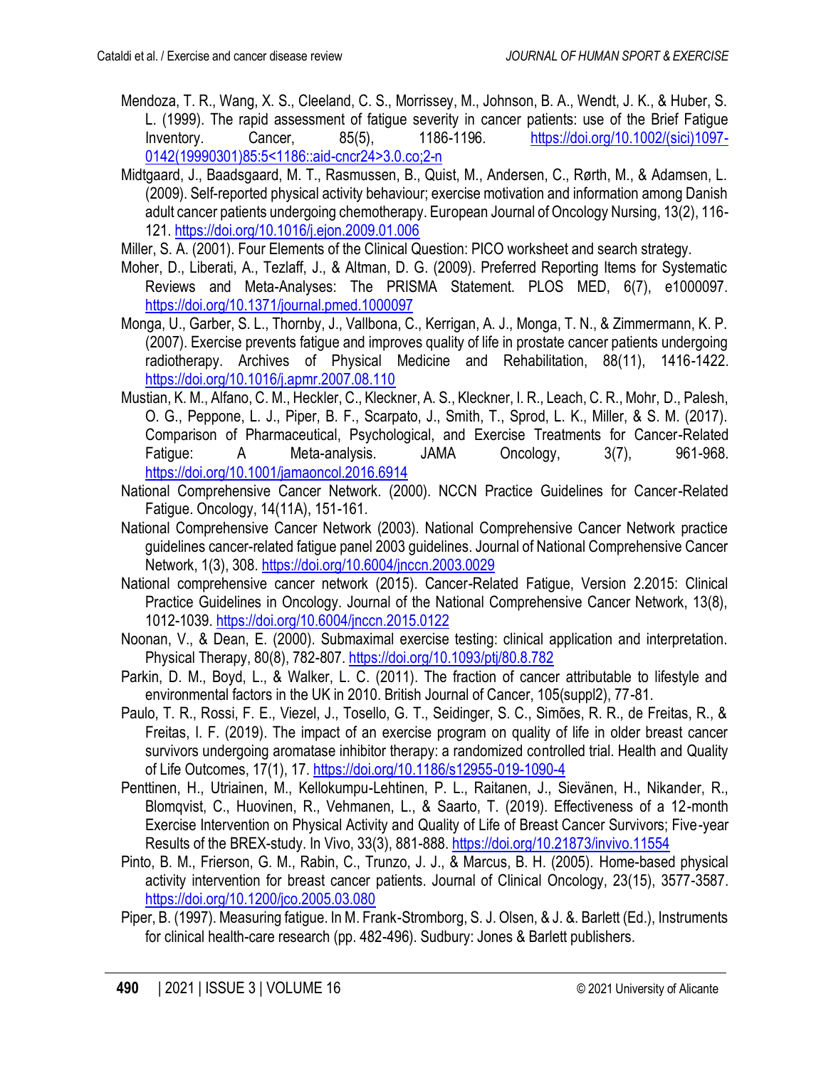Mendoza, T. R., Wang, X. S., Cleeland, C. S., Morrissey, M., Johnson, B. A., Wendt, J. K., & Huber, S. L. (1999). The rapid assessment of fatigue severity in cancer patients: use of the Brief Fatigue Inventory. Cancer, 85(5), 1186-1196. https://doi.org/10.1002/(sici)1097-0142(19990301)85:5<1186::aid-cncr24>3.0.co;2-n

Midtgaard, J., Baadsgaard, M. T., Rasmussen, B., Quist, M., Andersen, C., Rørth, M., & Adamsen, L. (2009). Self-reported physical activity behaviour; exercise motivation and information among Danish adult cancer patients undergoing chemotherapy. European Journal of Oncology Nursing, 13(2), 116-121. https://doi.org/10.1016/j.ejon.2009.01.006

Miller, S. A. (2001). Four Elements of the Clinical Question: PICO worksheet and search strategy.

Moher, D., Liberati, A., Tezlaff, J., & Altman, D. G. (2009). Preferred Reporting Items for Systematic Reviews and Meta-Analyses: The PRISMA Statement. PLOS MED, 6(7), e1000097. https://doi.org/10.1371/journal.pmed.1000097

Monga, U., Garber, S. L., Thornby, J., Vallbona, C., Kerrigan, A. J., Monga, T. N., & Zimmermann, K. P. (2007). Exercise prevents fatigue and improves quality of life in prostate cancer patients undergoing radiotherapy. Archives of Physical Medicine and Rehabilitation, 88(11), 1416-1422. https://doi.org/10.1016/j.apmr.2007.08.110

Mustian, K. M., Alfano, C. M., Heckler, C., Kleckner, A. S., Kleckner, I. R., Leach, C. R., Mohr, D., Palesh, O. G., Peppone, L. J., Piper, B. F., Scarpato, J., Smith, T., Sprod, L. K., Miller, & S. M. (2017). Comparison of Pharmaceutical, Psychological, and Exercise Treatments for Cancer-Related Fatigue: A Meta-analysis. JAMA Oncology, 3(7), 961-968. https://doi.org/10.1001/jamaoncol.2016.6914

National Comprehensive Cancer Network. (2000). NCCN Practice Guidelines for Cancer-Related Fatigue. Oncology, 14(11A), 151-161.

National Comprehensive Cancer Network (2003). National Comprehensive Cancer Network practice guidelines cancer-related fatigue panel 2003 guidelines. Journal of National Comprehensive Cancer Network, 1(3), 308. https://doi.org/10.6004/jnccn.2003.0029

National comprehensive cancer network (2015). Cancer-Related Fatigue, Version 2.2015: Clinical Practice Guidelines in Oncology. Journal of the National Comprehensive Cancer Network, 13(8), 1012-1039. https://doi.org/10.6004/jnccn.2015.0122

Noonan, V., & Dean, E. (2000). Submaximal exercise testing: clinical application and interpretation. Physical Therapy, 80(8), 782-807. https://doi.org/10.1093/ptj/80.8.782

Parkin, D. M., Boyd, L., & Walker, L. C. (2011). The fraction of cancer attributable to lifestyle and environmental factors in the UK in 2010. British Journal of Cancer, 105(suppl2), 77-81.

Paulo, T. R., Rossi, F. E., Viezel, J., Tosello, G. T., Seidinger, S. C., Simões, R. R., de Freitas, R., & Freitas, I. F. (2019). The impact of an exercise program on quality of life in older breast cancer survivors undergoing aromatase inhibitor therapy: a randomized controlled trial. Health and Quality of Life Outcomes, 17(1), 17. https://doi.org/10.1186/s12955-019-1090-4

Penttinen, H., Utriainen, M., Kellokumpu-Lehtinen, P. L., Raitanen, J., Sievänen, H., Nikander, R., Blomqvist, C., Huovinen, R., Vehmanen, L., & Saarto, T. (2019). Effectiveness of a 12-month Exercise Intervention on Physical Activity and Quality of Life of Breast Cancer Survivors; Five-year Results of the BREX-study. In Vivo, 33(3), 881-888. https://doi.org/10.21873/invivo.11554

Pinto, B. M., Frierson, G. M., Rabin, C., Trunzo, J. J., & Marcus, B. H. (2005). Home-based physical activity intervention for breast cancer patients. Journal of Clinical Oncology, 23(15), 3577-3587. https://doi.org/10.1200/jco.2005.03.080

Piper, B. (1997). Measuring fatigue. In M. Frank-Stromborg, S. J. Olsen, & J. &. Barlett (Ed.), Instruments for clinical health-care research (pp. 482-496). Sudbury: Jones & Barlett publishers.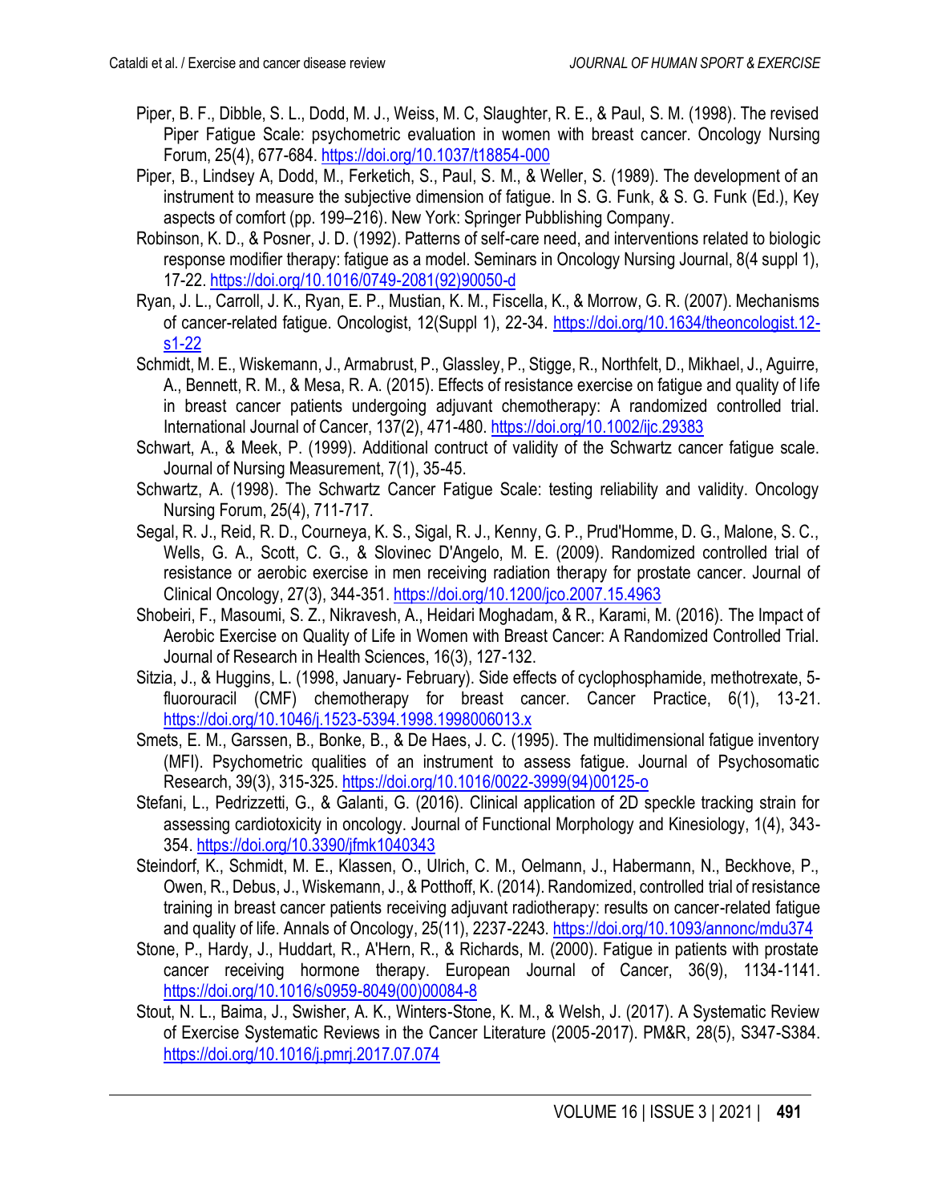Piper, B. F., Dibble, S. L., Dodd, M. J., Weiss, M. C, Slaughter, R. E., & Paul, S. M. (1998). The revised Piper Fatigue Scale: psychometric evaluation in women with breast cancer. Oncology Nursing Forum, 25(4), 677-684. https://doi.org/10.1037/t18854-000

Piper, B., Lindsey A, Dodd, M., Ferketich, S., Paul, S. M., & Weller, S. (1989). The development of an instrument to measure the subjective dimension of fatigue. In S. G. Funk, & S. G. Funk (Ed.), Key aspects of comfort (pp. 199–216). New York: Springer Pubblishing Company.

Robinson, K. D., & Posner, J. D. (1992). Patterns of self-care need, and interventions related to biologic response modifier therapy: fatigue as a model. Seminars in Oncology Nursing Journal, 8(4 suppl 1), 17-22. https://doi.org/10.1016/0749-2081(92)90050-d

Ryan, J. L., Carroll, J. K., Ryan, E. P., Mustian, K. M., Fiscella, K., & Morrow, G. R. (2007). Mechanisms of cancer-related fatigue. Oncologist, 12(Suppl 1), 22-34. https://doi.org/10.1634/theoncologist.12-s1-22

Schmidt, M. E., Wiskemann, J., Armabrust, P., Glassley, P., Stigge, R., Northfelt, D., Mikhael, J., Aguirre, A., Bennett, R. M., & Mesa, R. A. (2015). Effects of resistance exercise on fatigue and quality of life in breast cancer patients undergoing adjuvant chemotherapy: A randomized controlled trial. International Journal of Cancer, 137(2), 471-480. https://doi.org/10.1002/ijc.29383

Schwart, A., & Meek, P. (1999). Additional contruct of validity of the Schwartz cancer fatigue scale. Journal of Nursing Measurement, 7(1), 35-45.

Schwartz, A. (1998). The Schwartz Cancer Fatigue Scale: testing reliability and validity. Oncology Nursing Forum, 25(4), 711-717.

Segal, R. J., Reid, R. D., Courneya, K. S., Sigal, R. J., Kenny, G. P., Prud'Homme, D. G., Malone, S. C., Wells, G. A., Scott, C. G., & Slovinec D'Angelo, M. E. (2009). Randomized controlled trial of resistance or aerobic exercise in men receiving radiation therapy for prostate cancer. Journal of Clinical Oncology, 27(3), 344-351. https://doi.org/10.1200/jco.2007.15.4963

Shobeiri, F., Masoumi, S. Z., Nikravesh, A., Heidari Moghadam, & R., Karami, M. (2016). The Impact of Aerobic Exercise on Quality of Life in Women with Breast Cancer: A Randomized Controlled Trial. Journal of Research in Health Sciences, 16(3), 127-132.

Sitzia, J., & Huggins, L. (1998, January- February). Side effects of cyclophosphamide, methotrexate, 5-fluorouracil (CMF) chemotherapy for breast cancer. Cancer Practice, 6(1), 13-21. https://doi.org/10.1046/j.1523-5394.1998.1998006013.x

Smets, E. M., Garssen, B., Bonke, B., & De Haes, J. C. (1995). The multidimensional fatigue inventory (MFI). Psychometric qualities of an instrument to assess fatigue. Journal of Psychosomatic Research, 39(3), 315-325. https://doi.org/10.1016/0022-3999(94)00125-o

Stefani, L., Pedrizzetti, G., & Galanti, G. (2016). Clinical application of 2D speckle tracking strain for assessing cardiotoxicity in oncology. Journal of Functional Morphology and Kinesiology, 1(4), 343-354. https://doi.org/10.3390/jfmk1040343

Steindorf, K., Schmidt, M. E., Klassen, O., Ulrich, C. M., Oelmann, J., Habermann, N., Beckhove, P., Owen, R., Debus, J., Wiskemann, J., & Potthoff, K. (2014). Randomized, controlled trial of resistance training in breast cancer patients receiving adjuvant radiotherapy: results on cancer-related fatigue and quality of life. Annals of Oncology, 25(11), 2237-2243. https://doi.org/10.1093/annonc/mdu374

Stone, P., Hardy, J., Huddart, R., A'Hern, R., & Richards, M. (2000). Fatigue in patients with prostate cancer receiving hormone therapy. European Journal of Cancer, 36(9), 1134-1141. https://doi.org/10.1016/s0959-8049(00)00084-8

Stout, N. L., Baima, J., Swisher, A. K., Winters-Stone, K. M., & Welsh, J. (2017). A Systematic Review of Exercise Systematic Reviews in the Cancer Literature (2005-2017). PM&R, 28(5), S347-S384. https://doi.org/10.1016/j.pmrj.2017.07.074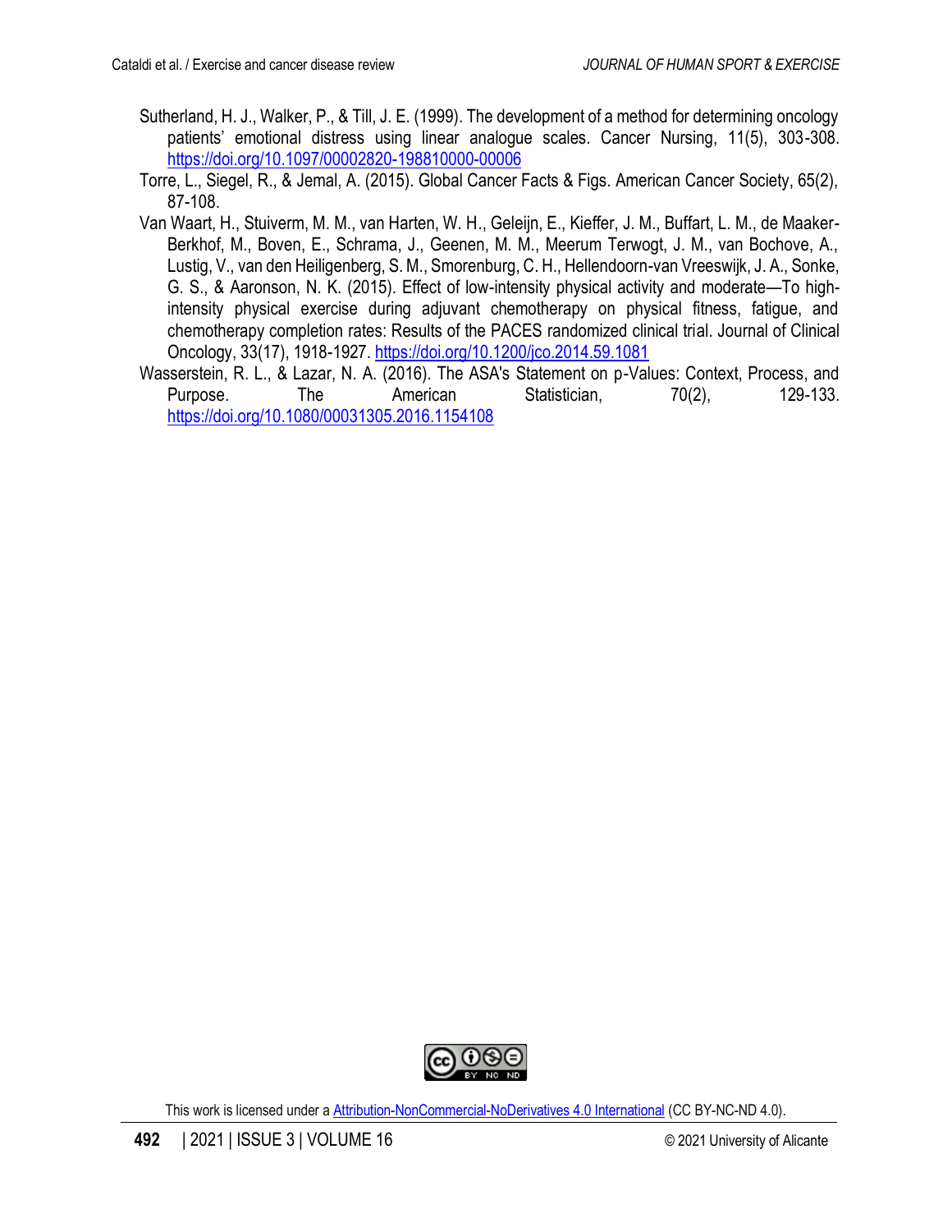Sutherland, H. J., Walker, P., & Till, J. E. (1999). The development of a method for determining oncology patients' emotional distress using linear analogue scales. Cancer Nursing, 11(5), 303-308. https://doi.org/10.1097/00002820-198810000-00006

Torre, L., Siegel, R., & Jemal, A. (2015). Global Cancer Facts & Figs. American Cancer Society, 65(2), 87-108.

Van Waart, H., Stuiverm, M. M., van Harten, W. H., Geleijn, E., Kieffer, J. M., Buffart, L. M., de Maaker-Berkhof, M., Boven, E., Schrama, J., Geenen, M. M., Meerum Terwogt, J. M., van Bochove, A., Lustig, V., van den Heiligenberg, S. M., Smorenburg, C. H., Hellendoorn-van Vreeswijk, J. A., Sonke, G. S., & Aaronson, N. K. (2015). Effect of low-intensity physical activity and moderate—To high-intensity physical exercise during adjuvant chemotherapy on physical fitness, fatigue, and chemotherapy completion rates: Results of the PACES randomized clinical trial. Journal of Clinical Oncology, 33(17), 1918-1927. https://doi.org/10.1200/jco.2014.59.1081

Wasserstein, R. L., & Lazar, N. A. (2016). The ASA's Statement on p-Values: Context, Process, and Purpose. The American Statistician, 70(2), 129-133. https://doi.org/10.1080/00031305.2016.1154108

This work is licensed under a Attribution-NonCommercial-NoDerivatives 4.0 International (CC BY-NC-ND 4.0).